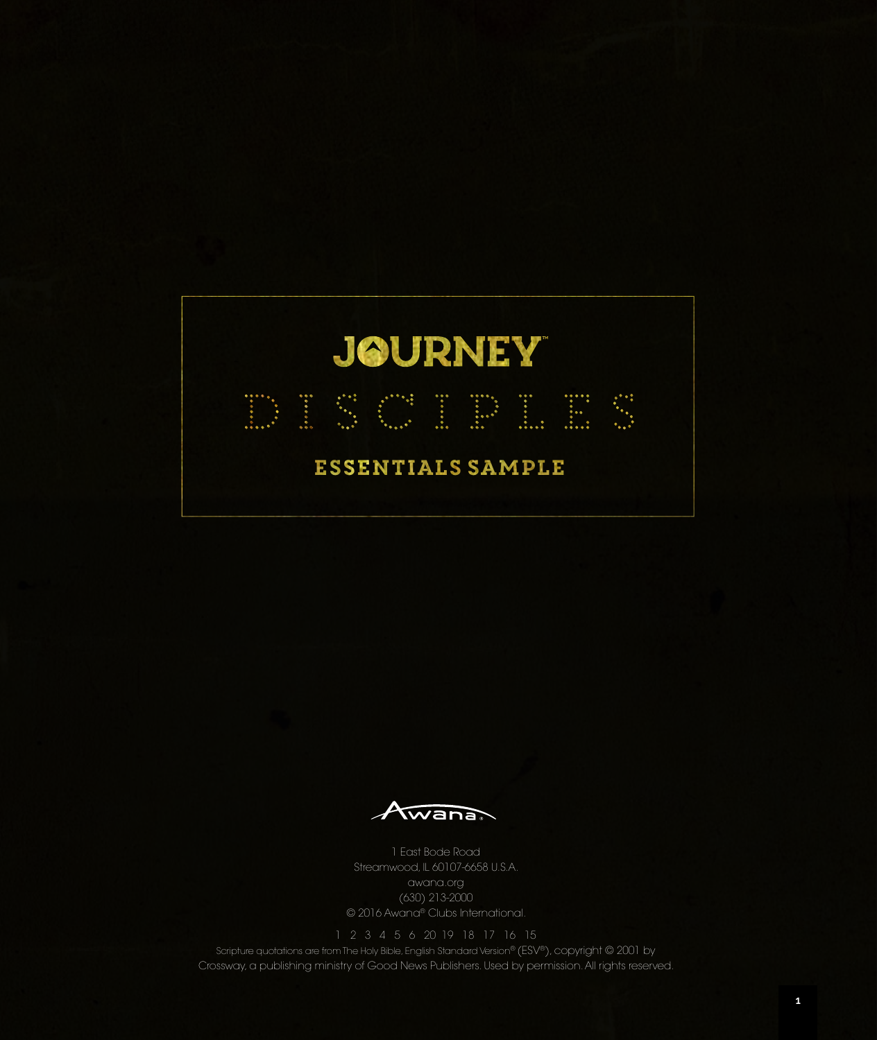# JOURNEY™

# DISCIPLES

## ESSENTIALS SAMPLE

Awana®

1 East Bode Road
Streamwood, IL 60107-6658 U.S.A.
awana.org
(630) 213-2000
© 2016 Awana® Clubs International.

1 2 3 4 5 6 20 19 18 17 16 15

Scripture quotations are from The Holy Bible, English Standard Version® (ESV®), copyright © 2001 by Crossway, a publishing ministry of Good News Publishers. Used by permission. All rights reserved.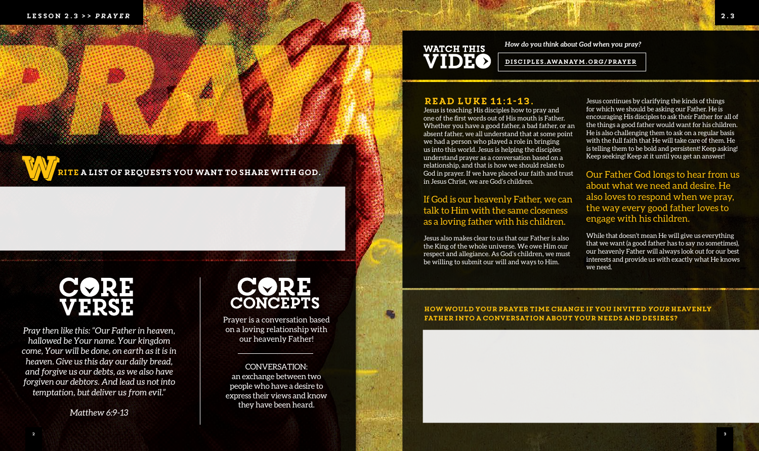# PRAY

**WRITE A LIST OF REQUESTS YOU WANT TO SHARE WITH GOD.**

## CORE VERSE

*Pray then like this: "Our Father in heaven, hallowed be Your name. Your kingdom come, Your will be done, on earth as it is in heaven. Give us this day our daily bread, and forgive us our debts, as we also have forgiven our debtors. And lead us not into temptation, but deliver us from evil."*

*Matthew 6:9-13*

## CORE CONCEPTS

Prayer is a conversation based on a loving relationship with our heavenly Father!

CONVERSATION: an exchange between two people who have a desire to express their views and know they have been heard.

**WATCH THIS VIDEO**

*How do you think about God when you pray?*

**DISCIPLES.AWANAYM.ORG/PRAYER**

## READ LUKE 11:1-13.

Jesus is teaching His disciples how to pray and one of the first words out of His mouth is Father. Whether you have a good father, a bad father, or an absent father, we all understand that at some point we had a person who played a role in bringing us into this world. Jesus is helping the disciples understand prayer as a conversation based on a relationship, and that is how we should relate to God in prayer. If we have placed our faith and trust in Jesus Christ, we are God's children.

If God is our heavenly Father, we can talk to Him with the same closeness as a loving father with his children.

Jesus also makes clear to us that our Father is also the King of the whole universe. We owe Him our respect and allegiance. As God's children, we must be willing to submit our will and ways to Him.

Jesus continues by clarifying the kinds of things for which we should be asking our Father. He is encouraging His disciples to ask their Father for all of the things a good father would want for his children. He is also challenging them to ask on a regular basis with the full faith that He will take care of them. He is telling them to be bold and persistent! Keep asking! Keep seeking! Keep at it until you get an answer!

Our Father God longs to hear from us about what we need and desire. He also loves to respond when we pray, the way every good father loves to engage with his children.

While that doesn't mean He will give us everything that we want (a good father has to say no sometimes), our heavenly Father will always look out for our best interests and provide us with exactly what He knows we need.

**HOW WOULD YOUR PRAYER TIME CHANGE IF YOU INVITED *YOUR* HEAVENLY FATHER INTO A CONVERSATION ABOUT YOUR NEEDS AND DESIRES?**